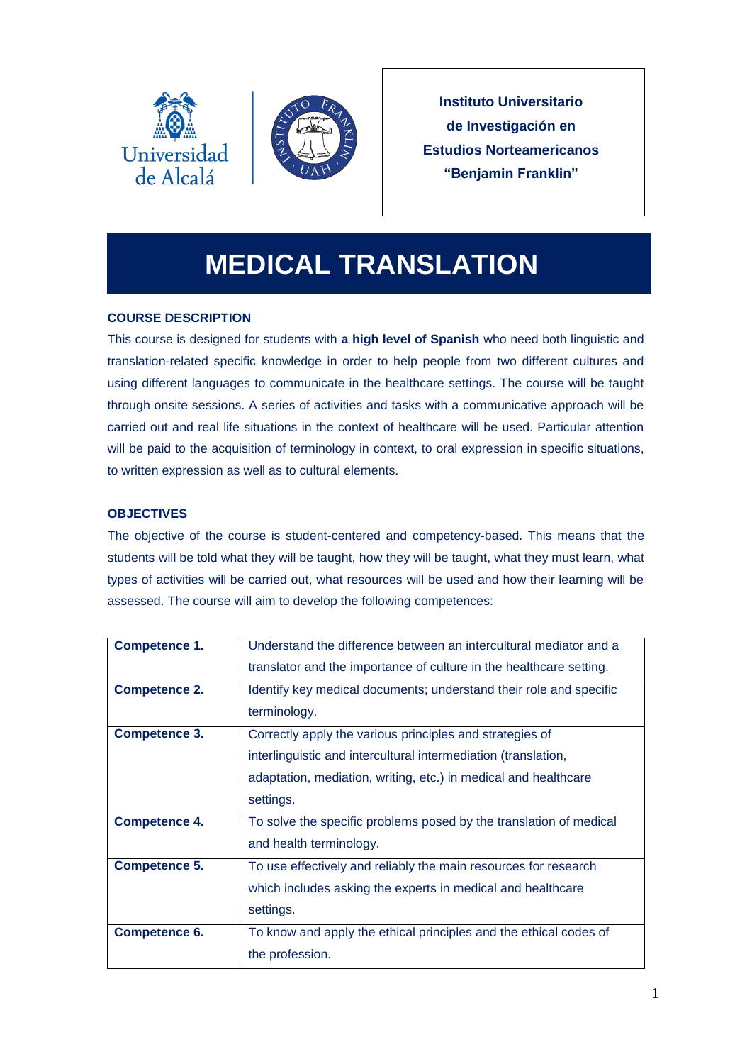Universidad de Alcalá

**Instituto Universitario de Investigación en Estudios Norteamericanos "Benjamin Franklin"**

# MEDICAL TRANSLATION

## COURSE DESCRIPTION

This course is designed for students with **a high level of Spanish** who need both linguistic and translation-related specific knowledge in order to help people from two different cultures and using different languages to communicate in the healthcare settings. The course will be taught through onsite sessions. A series of activities and tasks with a communicative approach will be carried out and real life situations in the context of healthcare will be used. Particular attention will be paid to the acquisition of terminology in context, to oral expression in specific situations, to written expression as well as to cultural elements.

## OBJECTIVES

The objective of the course is student-centered and competency-based. This means that the students will be told what they will be taught, how they will be taught, what they must learn, what types of activities will be carried out, what resources will be used and how their learning will be assessed. The course will aim to develop the following competences:

| | |
|---|---|
| **Competence 1.** | Understand the difference between an intercultural mediator and a translator and the importance of culture in the healthcare setting. |
| **Competence 2.** | Identify key medical documents; understand their role and specific terminology. |
| **Competence 3.** | Correctly apply the various principles and strategies of interlinguistic and intercultural intermediation (translation, adaptation, mediation, writing, etc.) in medical and healthcare settings. |
| **Competence 4.** | To solve the specific problems posed by the translation of medical and health terminology. |
| **Competence 5.** | To use effectively and reliably the main resources for research which includes asking the experts in medical and healthcare settings. |
| **Competence 6.** | To know and apply the ethical principles and the ethical codes of the profession. |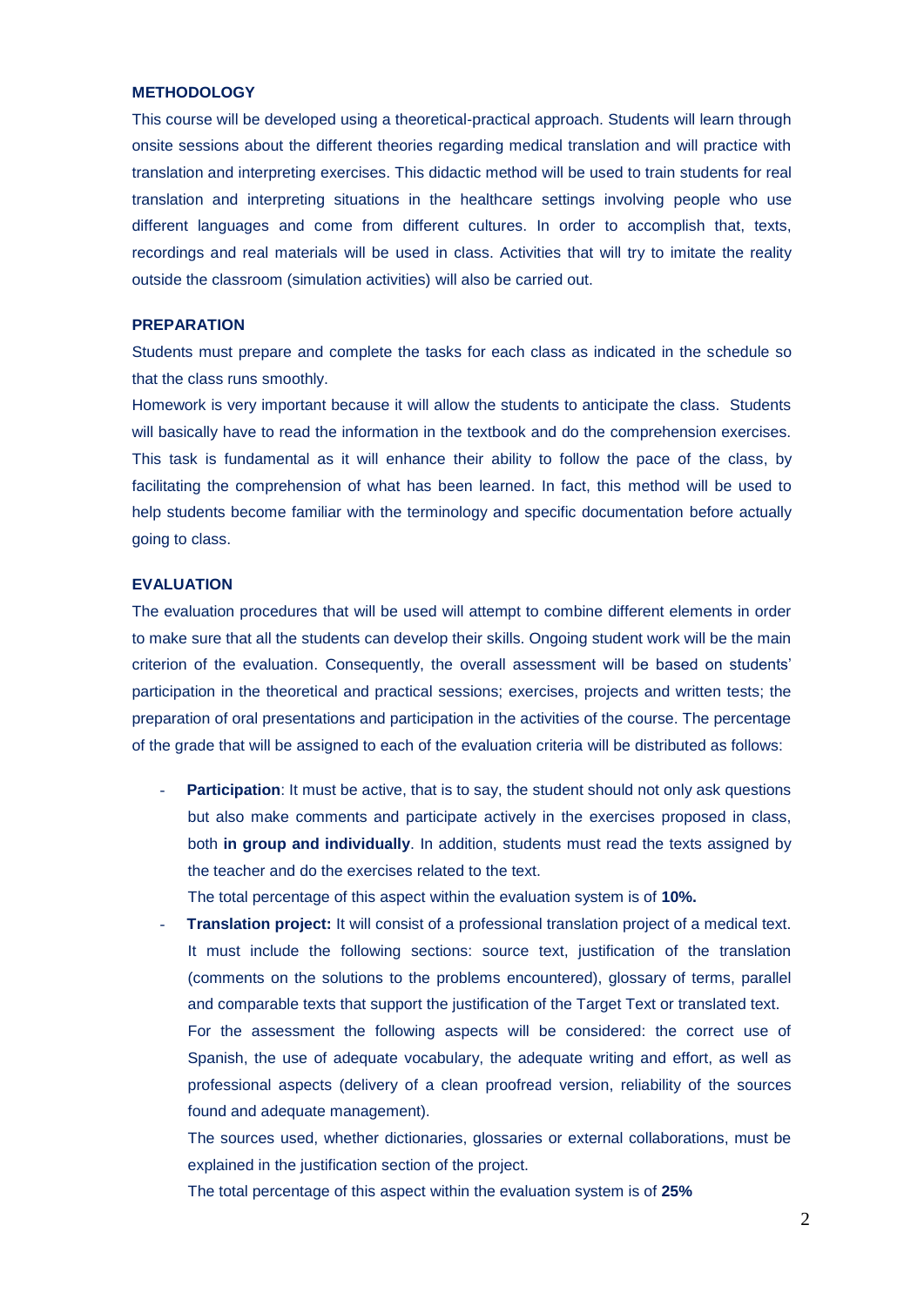## METHODOLOGY

This course will be developed using a theoretical-practical approach. Students will learn through onsite sessions about the different theories regarding medical translation and will practice with translation and interpreting exercises. This didactic method will be used to train students for real translation and interpreting situations in the healthcare settings involving people who use different languages and come from different cultures. In order to accomplish that, texts, recordings and real materials will be used in class. Activities that will try to imitate the reality outside the classroom (simulation activities) will also be carried out.

## PREPARATION

Students must prepare and complete the tasks for each class as indicated in the schedule so that the class runs smoothly.

Homework is very important because it will allow the students to anticipate the class. Students will basically have to read the information in the textbook and do the comprehension exercises. This task is fundamental as it will enhance their ability to follow the pace of the class, by facilitating the comprehension of what has been learned. In fact, this method will be used to help students become familiar with the terminology and specific documentation before actually going to class.

## EVALUATION

The evaluation procedures that will be used will attempt to combine different elements in order to make sure that all the students can develop their skills. Ongoing student work will be the main criterion of the evaluation. Consequently, the overall assessment will be based on students' participation in the theoretical and practical sessions; exercises, projects and written tests; the preparation of oral presentations and participation in the activities of the course. The percentage of the grade that will be assigned to each of the evaluation criteria will be distributed as follows:

- **Participation**: It must be active, that is to say, the student should not only ask questions but also make comments and participate actively in the exercises proposed in class, both **in group and individually**. In addition, students must read the texts assigned by the teacher and do the exercises related to the text.

  The total percentage of this aspect within the evaluation system is of **10%.**

- **Translation project:** It will consist of a professional translation project of a medical text. It must include the following sections: source text, justification of the translation (comments on the solutions to the problems encountered), glossary of terms, parallel and comparable texts that support the justification of the Target Text or translated text.

  For the assessment the following aspects will be considered: the correct use of Spanish, the use of adequate vocabulary, the adequate writing and effort, as well as professional aspects (delivery of a clean proofread version, reliability of the sources found and adequate management).

  The sources used, whether dictionaries, glossaries or external collaborations, must be explained in the justification section of the project.

  The total percentage of this aspect within the evaluation system is of **25%**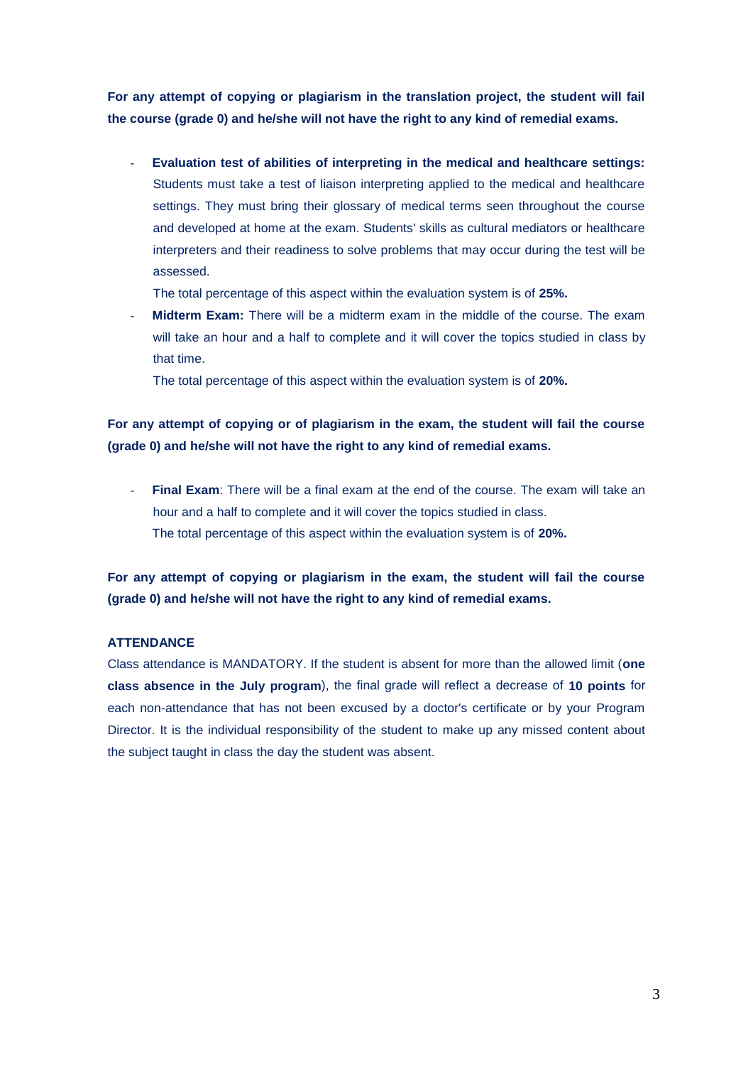**For any attempt of copying or plagiarism in the translation project, the student will fail the course (grade 0) and he/she will not have the right to any kind of remedial exams.**

- **Evaluation test of abilities of interpreting in the medical and healthcare settings:** Students must take a test of liaison interpreting applied to the medical and healthcare settings. They must bring their glossary of medical terms seen throughout the course and developed at home at the exam. Students' skills as cultural mediators or healthcare interpreters and their readiness to solve problems that may occur during the test will be assessed.

  The total percentage of this aspect within the evaluation system is of **25%.**

- **Midterm Exam:** There will be a midterm exam in the middle of the course. The exam will take an hour and a half to complete and it will cover the topics studied in class by that time.

  The total percentage of this aspect within the evaluation system is of **20%.**

**For any attempt of copying or of plagiarism in the exam, the student will fail the course (grade 0) and he/she will not have the right to any kind of remedial exams.**

- **Final Exam**: There will be a final exam at the end of the course. The exam will take an hour and a half to complete and it will cover the topics studied in class.

  The total percentage of this aspect within the evaluation system is of **20%.**

**For any attempt of copying or plagiarism in the exam, the student will fail the course (grade 0) and he/she will not have the right to any kind of remedial exams.**

**ATTENDANCE**

Class attendance is MANDATORY. If the student is absent for more than the allowed limit (**one class absence in the July program**), the final grade will reflect a decrease of **10 points** for each non-attendance that has not been excused by a doctor's certificate or by your Program Director. It is the individual responsibility of the student to make up any missed content about the subject taught in class the day the student was absent.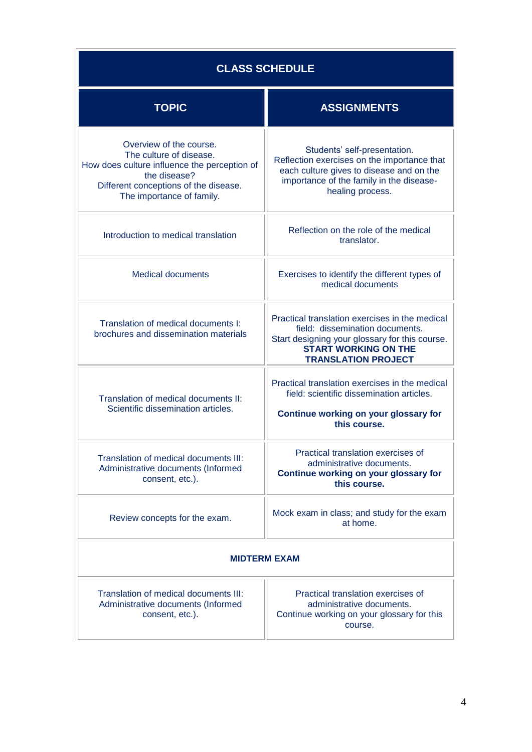| CLASS SCHEDULE | |
| --- | --- |
| **TOPIC** | **ASSIGNMENTS** |
| Overview of the course.<br>The culture of disease.<br>How does culture influence the perception of the disease?<br>Different conceptions of the disease.<br>The importance of family. | Students' self-presentation.<br>Reflection exercises on the importance that each culture gives to disease and on the importance of the family in the disease-healing process. |
| Introduction to medical translation | Reflection on the role of the medical translator. |
| Medical documents | Exercises to identify the different types of medical documents |
| Translation of medical documents I: brochures and dissemination materials | Practical translation exercises in the medical field: dissemination documents.<br>Start designing your glossary for this course.<br>**START WORKING ON THE TRANSLATION PROJECT** |
| Translation of medical documents II: Scientific dissemination articles. | Practical translation exercises in the medical field: scientific dissemination articles.<br>**Continue working on your glossary for this course.** |
| Translation of medical documents III: Administrative documents (Informed consent, etc.). | Practical translation exercises of administrative documents.<br>**Continue working on your glossary for this course.** |
| Review concepts for the exam. | Mock exam in class; and study for the exam at home. |
| **MIDTERM EXAM** | |
| Translation of medical documents III: Administrative documents (Informed consent, etc.). | Practical translation exercises of administrative documents.<br>Continue working on your glossary for this course. |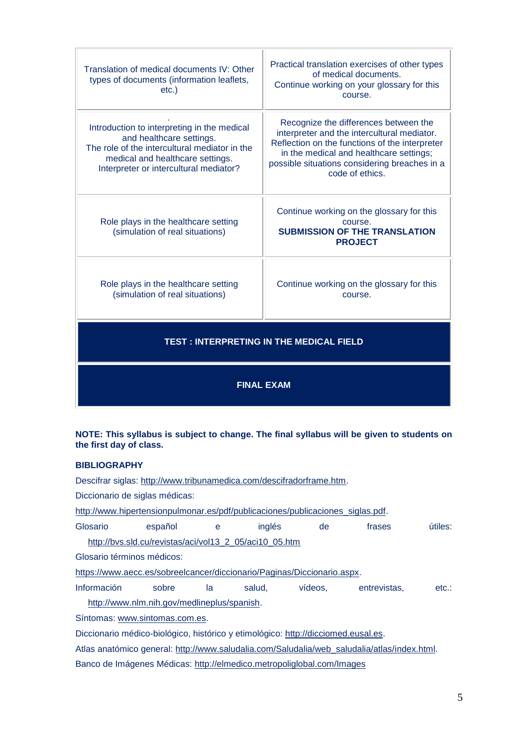| | |
|---|---|
| Translation of medical documents IV: Other types of documents (information leaflets, etc.) | Practical translation exercises of other types of medical documents. Continue working on your glossary for this course. |
| . Introduction to interpreting in the medical and healthcare settings. The role of the intercultural mediator in the medical and healthcare settings. Interpreter or intercultural mediator? | Recognize the differences between the interpreter and the intercultural mediator. Reflection on the functions of the interpreter in the medical and healthcare settings; possible situations considering breaches in a code of ethics. |
| Role plays in the healthcare setting (simulation of real situations) | Continue working on the glossary for this course. **SUBMISSION OF THE TRANSLATION PROJECT** |
| Role plays in the healthcare setting (simulation of real situations) | Continue working on the glossary for this course. |
| **TEST : INTERPRETING IN THE MEDICAL FIELD** | |
| **FINAL EXAM** | |

**NOTE: This syllabus is subject to change. The final syllabus will be given to students on the first day of class.**

**BIBLIOGRAPHY**

Descifrar siglas: http://www.tribunamedica.com/descifradorframe.htm.

Diccionario de siglas médicas:

http://www.hipertensionpulmonar.es/pdf/publicaciones/publicaciones_siglas.pdf.

Glosario español e inglés de frases útiles: http://bvs.sld.cu/revistas/aci/vol13_2_05/aci10_05.htm

Glosario términos médicos:

https://www.aecc.es/sobreelcancer/diccionario/Paginas/Diccionario.aspx.

Información sobre la salud, vídeos, entrevistas, etc.: http://www.nlm.nih.gov/medlineplus/spanish.

Síntomas: www.sintomas.com.es.

Diccionario médico-biológico, histórico y etimológico: http://dicciomed.eusal.es.

Atlas anatómico general: http://www.saludalia.com/Saludalia/web_saludalia/atlas/index.html.

Banco de Imágenes Médicas: http://elmedico.metropoliglobal.com/Images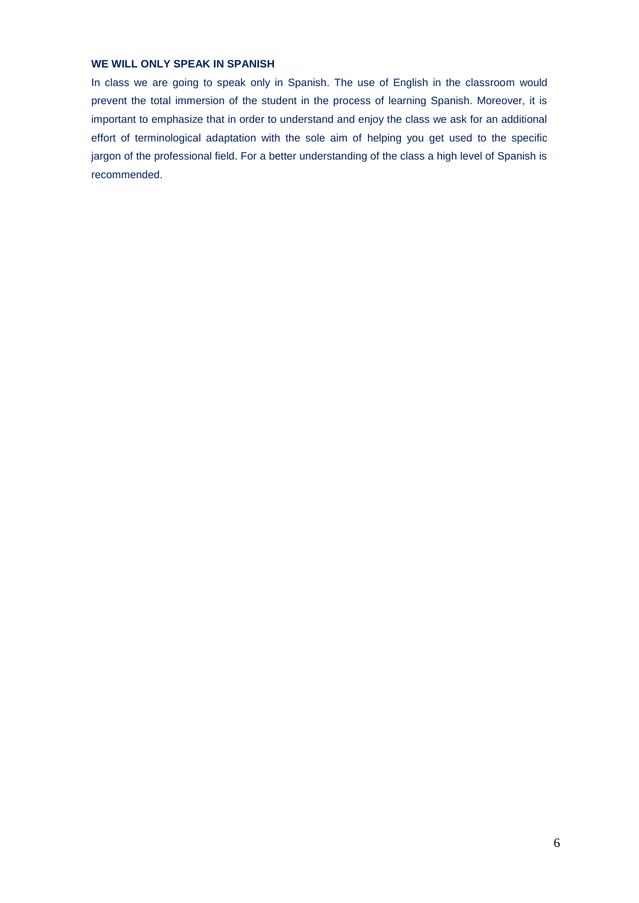**WE WILL ONLY SPEAK IN SPANISH**

In class we are going to speak only in Spanish. The use of English in the classroom would prevent the total immersion of the student in the process of learning Spanish. Moreover, it is important to emphasize that in order to understand and enjoy the class we ask for an additional effort of terminological adaptation with the sole aim of helping you get used to the specific jargon of the professional field. For a better understanding of the class a high level of Spanish is recommended.